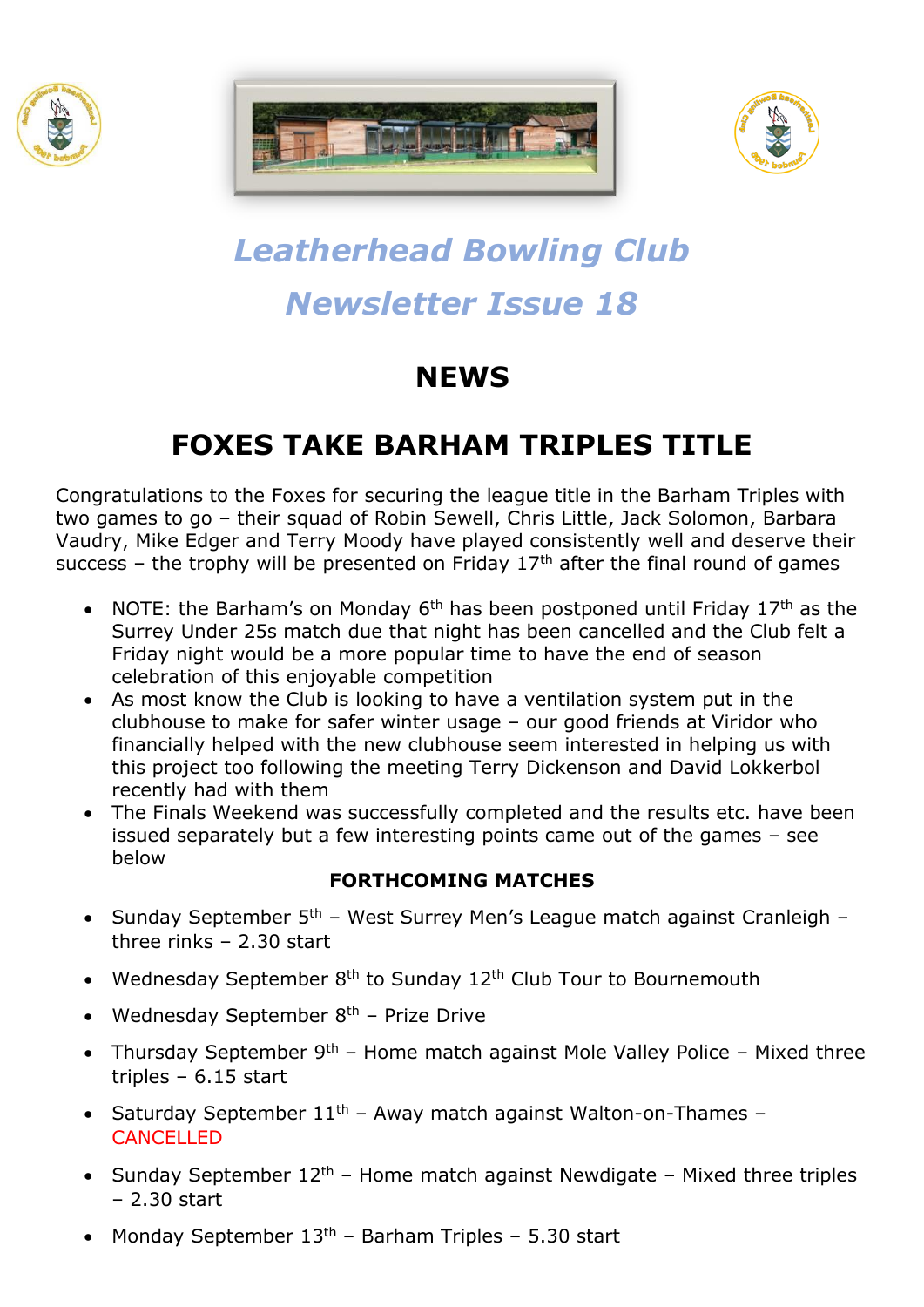# Leatherhead Bowling Club

# Newsletter Issue 18

## NEWS

## FOXES TAKE BARHAM TRIPLES TITLE

Congratulations to the Foxes for securing the league title in the Barham Triples with two games to go – their squad of Robin Sewell, Chris Little, Jack Solomon, Barbara Vaudry, Mike Edger and Terry Moody have played consistently well and deserve their success – the trophy will be presented on Friday 17th after the final round of games

- NOTE: the Barham's on Monday 6th has been postponed until Friday 17th as the Surrey Under 25s match due that night has been cancelled and the Club felt a Friday night would be a more popular time to have the end of season celebration of this enjoyable competition
- As most know the Club is looking to have a ventilation system put in the clubhouse to make for safer winter usage – our good friends at Viridor who financially helped with the new clubhouse seem interested in helping us with this project too following the meeting Terry Dickenson and David Lokkerbol recently had with them
- The Finals Weekend was successfully completed and the results etc. have been issued separately but a few interesting points came out of the games – see below

**FORTHCOMING MATCHES**

- Sunday September 5th – West Surrey Men's League match against Cranleigh – three rinks – 2.30 start
- Wednesday September 8th to Sunday 12th Club Tour to Bournemouth
- Wednesday September 8th – Prize Drive
- Thursday September 9th – Home match against Mole Valley Police – Mixed three triples – 6.15 start
- Saturday September 11th – Away match against Walton-on-Thames – CANCELLED
- Sunday September 12th – Home match against Newdigate – Mixed three triples – 2.30 start
- Monday September 13th – Barham Triples – 5.30 start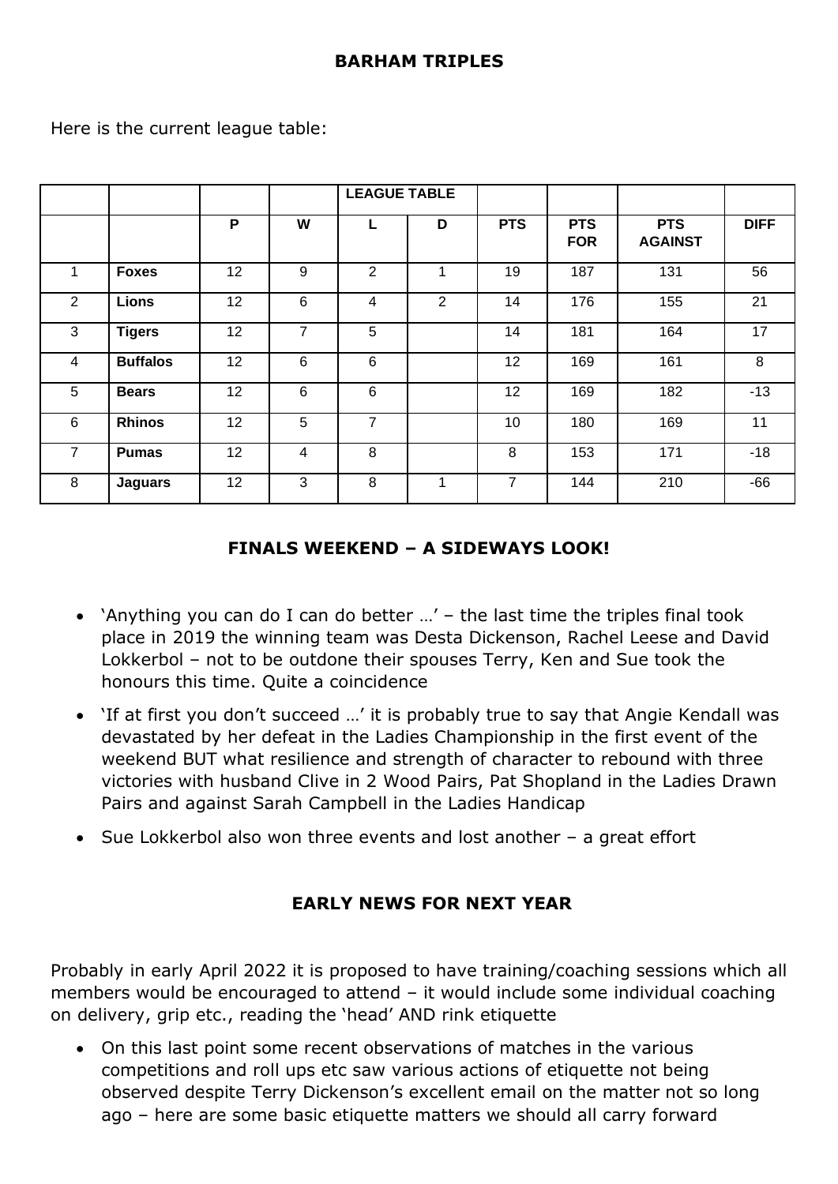**BARHAM TRIPLES**

Here is the current league table:

| | | | | LEAGUE TABLE | | | | | |
|---|---|---|---|---|---|---|---|---|---|
| | | P | W | L | D | PTS | PTS FOR | PTS AGAINST | DIFF |
| 1 | **Foxes** | 12 | 9 | 2 | 1 | 19 | 187 | 131 | 56 |
| 2 | **Lions** | 12 | 6 | 4 | 2 | 14 | 176 | 155 | 21 |
| 3 | **Tigers** | 12 | 7 | 5 | | 14 | 181 | 164 | 17 |
| 4 | **Buffalos** | 12 | 6 | 6 | | 12 | 169 | 161 | 8 |
| 5 | **Bears** | 12 | 6 | 6 | | 12 | 169 | 182 | -13 |
| 6 | **Rhinos** | 12 | 5 | 7 | | 10 | 180 | 169 | 11 |
| 7 | **Pumas** | 12 | 4 | 8 | | 8 | 153 | 171 | -18 |
| 8 | **Jaguars** | 12 | 3 | 8 | 1 | 7 | 144 | 210 | -66 |

**FINALS WEEKEND – A SIDEWAYS LOOK!**

- 'Anything you can do I can do better …' – the last time the triples final took place in 2019 the winning team was Desta Dickenson, Rachel Leese and David Lokkerbol – not to be outdone their spouses Terry, Ken and Sue took the honours this time. Quite a coincidence
- 'If at first you don't succeed …' it is probably true to say that Angie Kendall was devastated by her defeat in the Ladies Championship in the first event of the weekend BUT what resilience and strength of character to rebound with three victories with husband Clive in 2 Wood Pairs, Pat Shopland in the Ladies Drawn Pairs and against Sarah Campbell in the Ladies Handicap
- Sue Lokkerbol also won three events and lost another – a great effort

**EARLY NEWS FOR NEXT YEAR**

Probably in early April 2022 it is proposed to have training/coaching sessions which all members would be encouraged to attend – it would include some individual coaching on delivery, grip etc., reading the 'head' AND rink etiquette

- On this last point some recent observations of matches in the various competitions and roll ups etc saw various actions of etiquette not being observed despite Terry Dickenson's excellent email on the matter not so long ago – here are some basic etiquette matters we should all carry forward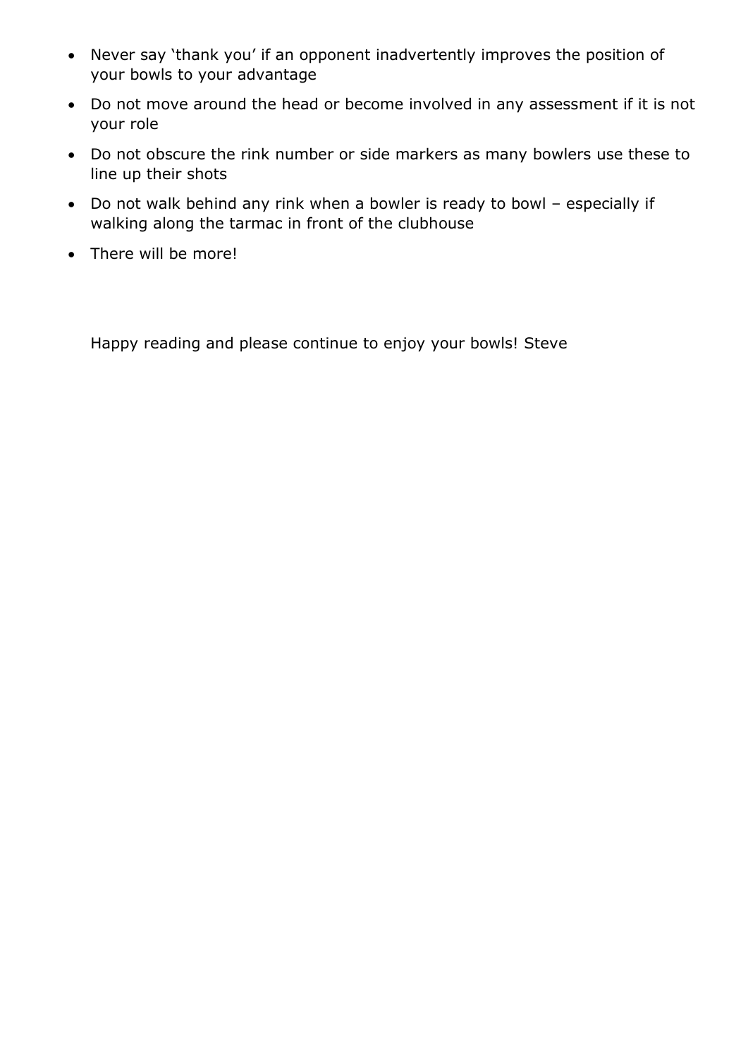- Never say 'thank you' if an opponent inadvertently improves the position of your bowls to your advantage
- Do not move around the head or become involved in any assessment if it is not your role
- Do not obscure the rink number or side markers as many bowlers use these to line up their shots
- Do not walk behind any rink when a bowler is ready to bowl – especially if walking along the tarmac in front of the clubhouse
- There will be more!

Happy reading and please continue to enjoy your bowls! Steve